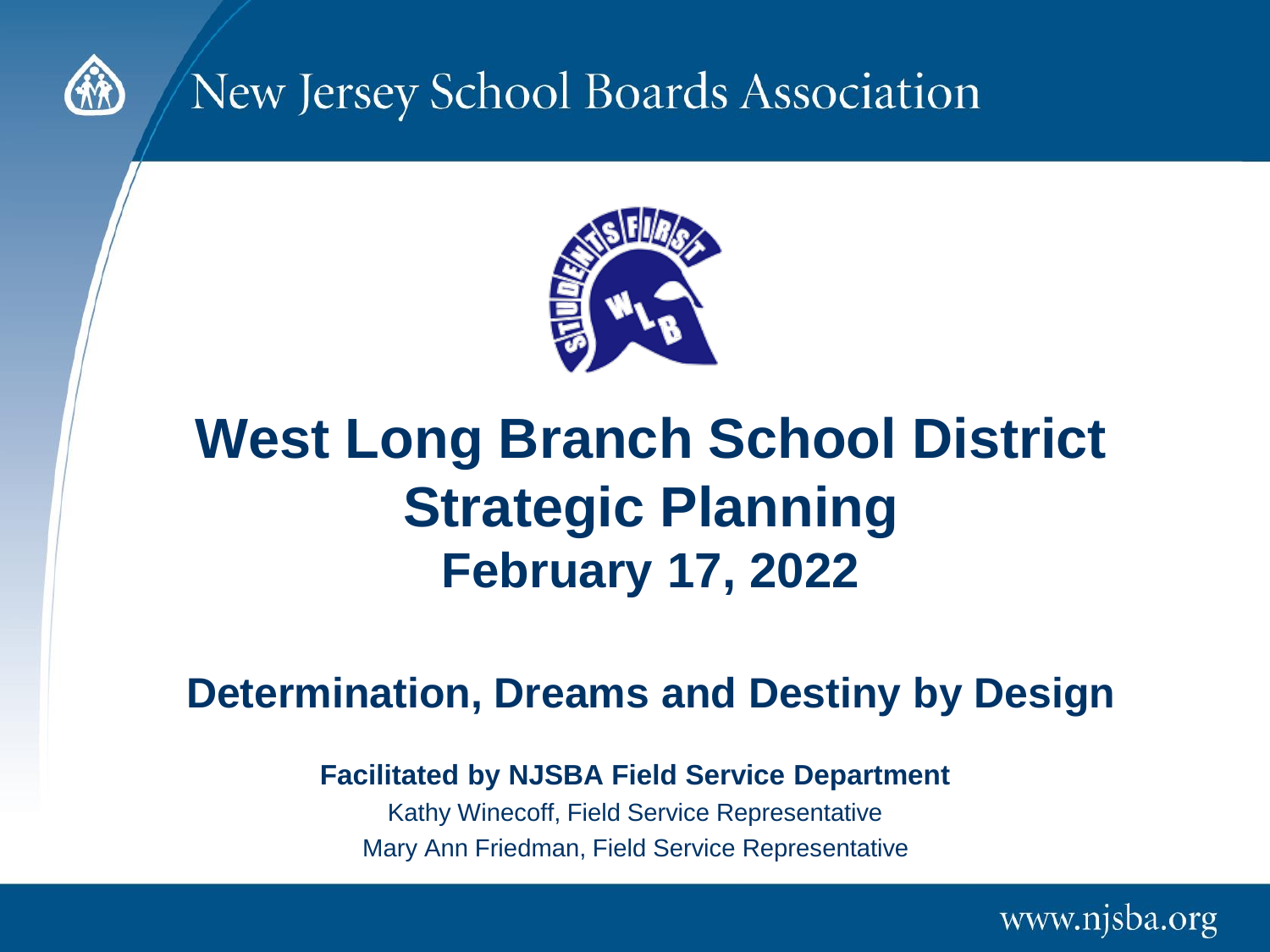New Jersey School Boards Association

# West Long Branch School District Strategic Planning

## February 17, 2022

## Determination, Dreams and Destiny by Design

**Facilitated by NJSBA Field Service Department**

Kathy Winecoff, Field Service Representative

Mary Ann Friedman, Field Service Representative

www.njsba.org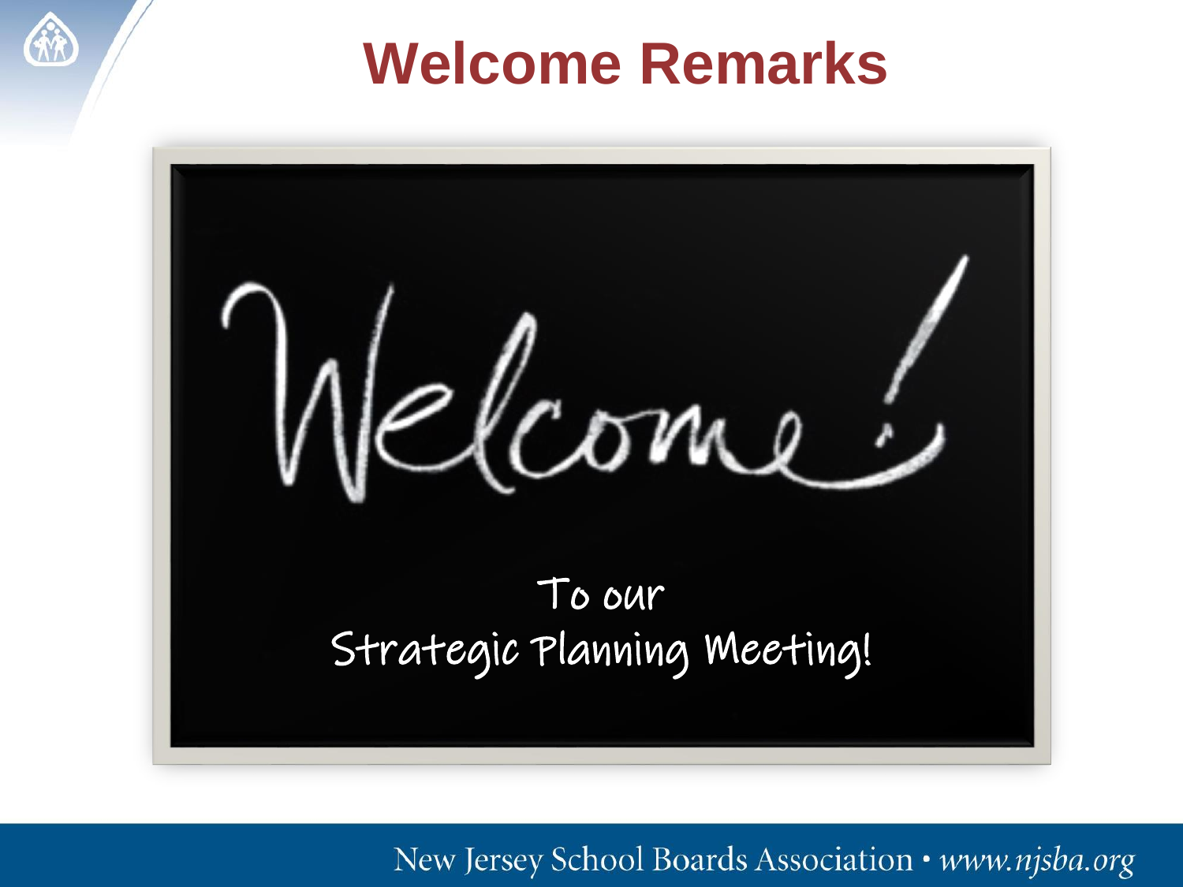# Welcome Remarks

Welcome!

To our
Strategic Planning Meeting!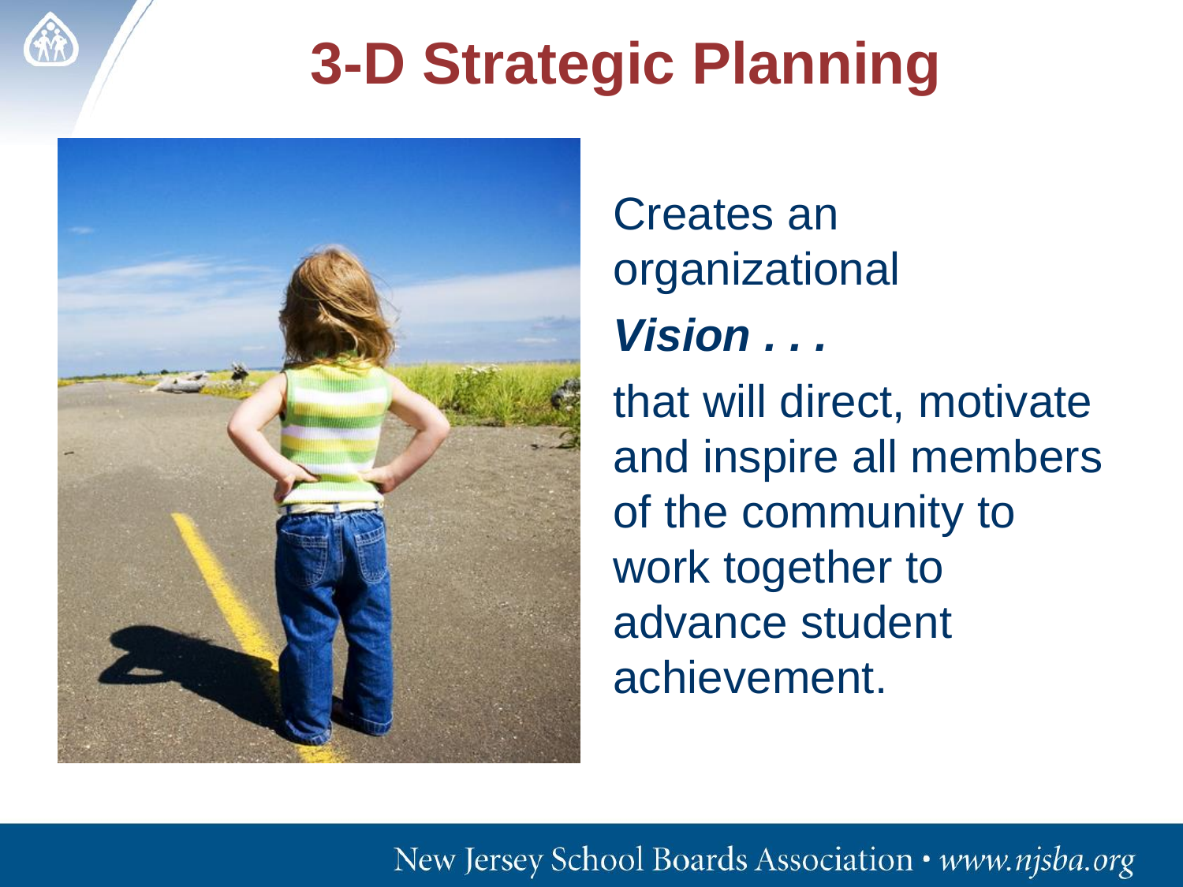# 3-D Strategic Planning

Creates an organizational

***Vision . . .***

that will direct, motivate and inspire all members of the community to work together to advance student achievement.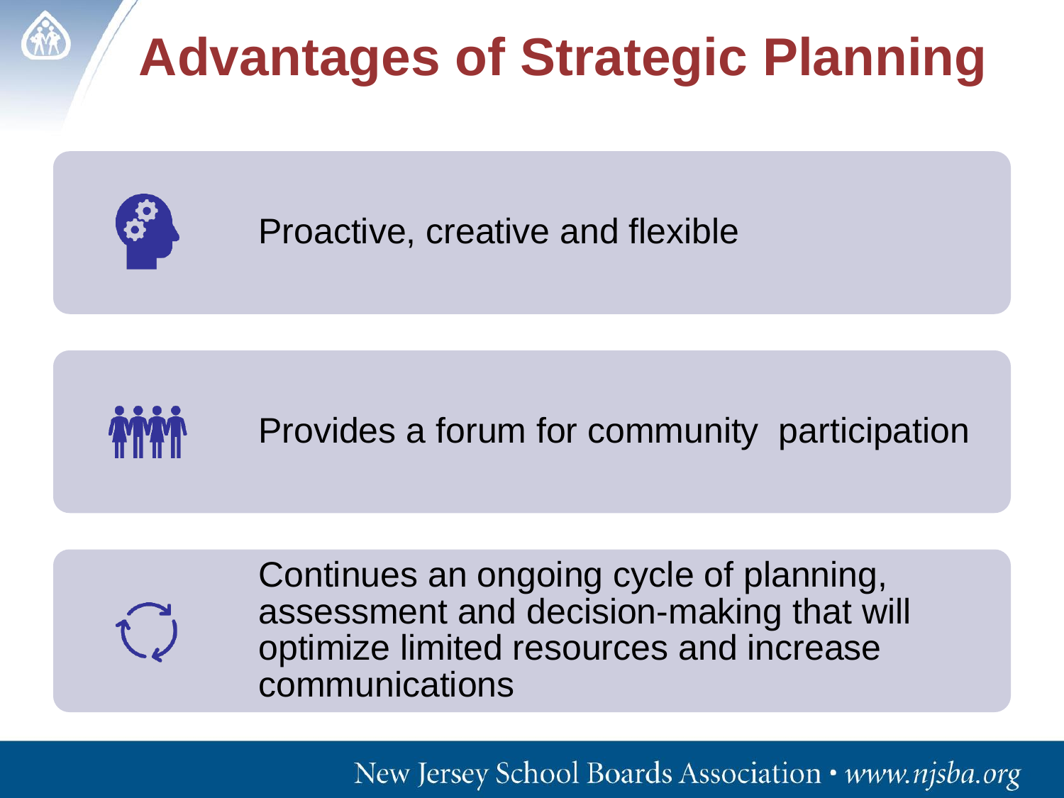# Advantages of Strategic Planning

- Proactive, creative and flexible
- Provides a forum for community participation
- Continues an ongoing cycle of planning, assessment and decision-making that will optimize limited resources and increase communications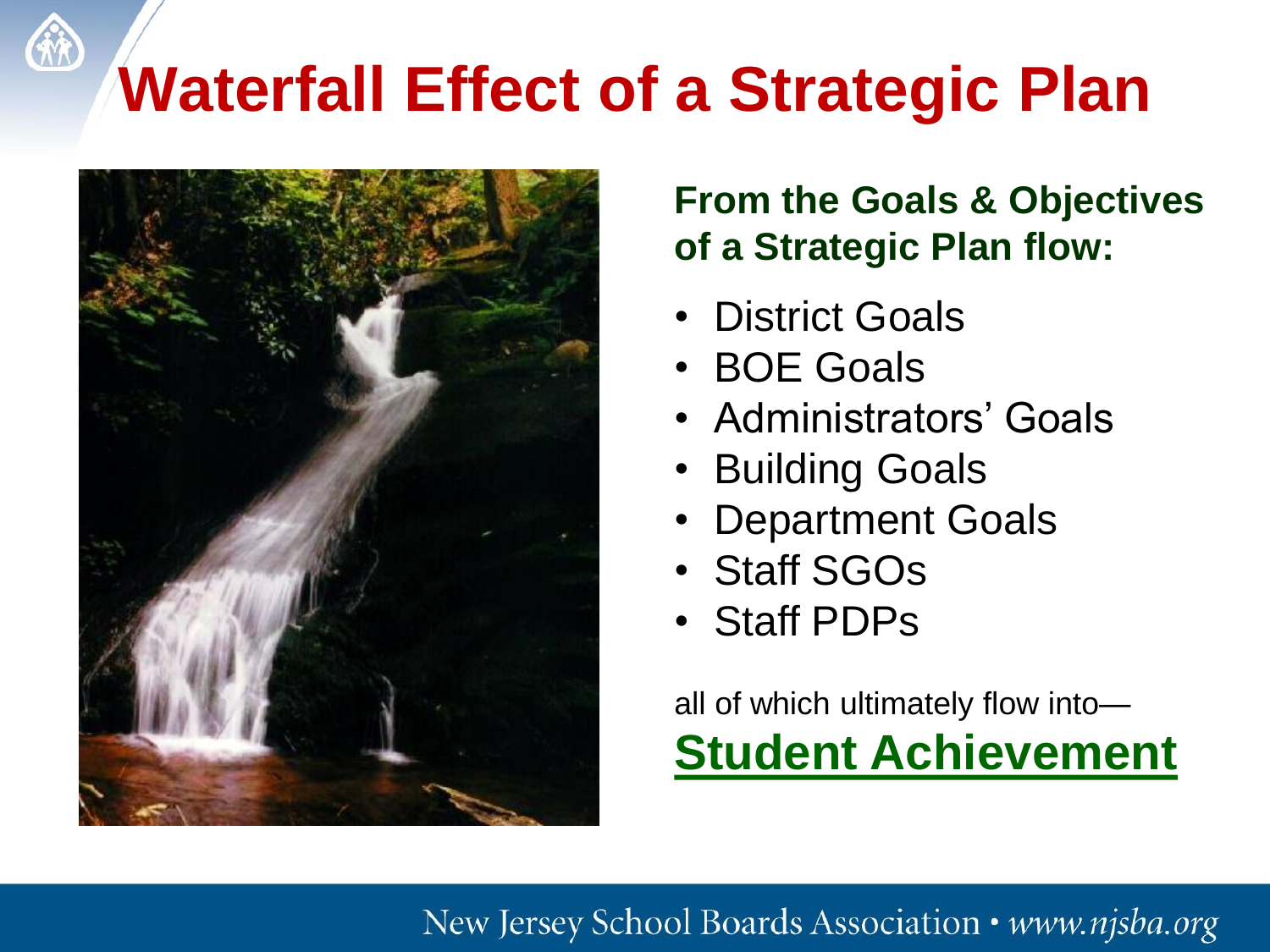# Waterfall Effect of a Strategic Plan

**From the Goals & Objectives of a Strategic Plan flow:**

- District Goals
- BOE Goals
- Administrators' Goals
- Building Goals
- Department Goals
- Staff SGOs
- Staff PDPs

all of which ultimately flow into—

**Student Achievement**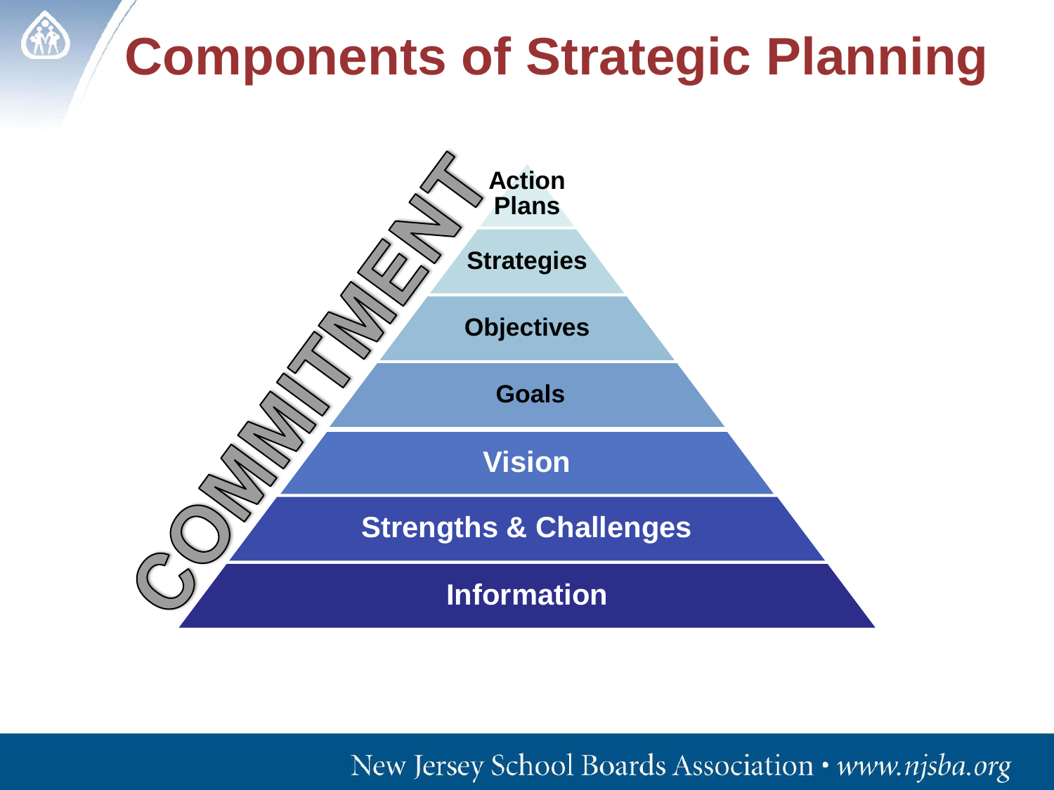# Components of Strategic Planning

COMMITMENT

- Action Plans
- Strategies
- Objectives
- Goals
- Vision
- Strengths & Challenges
- Information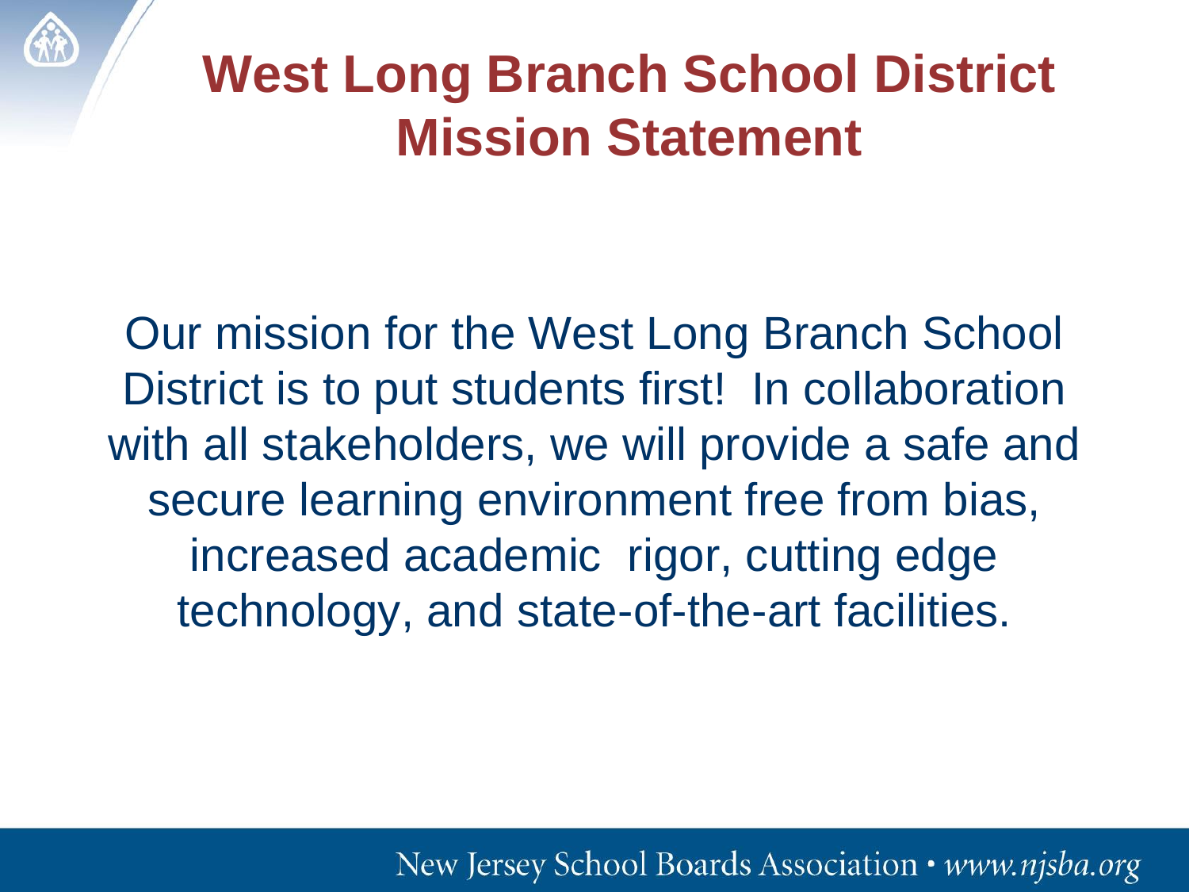# West Long Branch School District Mission Statement

Our mission for the West Long Branch School District is to put students first! In collaboration with all stakeholders, we will provide a safe and secure learning environment free from bias, increased academic rigor, cutting edge technology, and state-of-the-art facilities.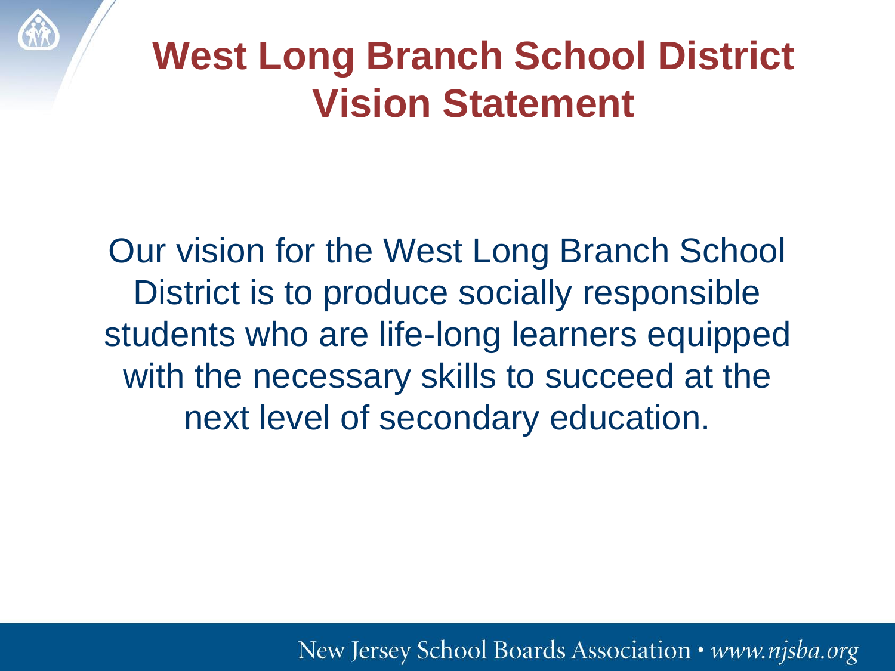# West Long Branch School District Vision Statement

Our vision for the West Long Branch School District is to produce socially responsible students who are life-long learners equipped with the necessary skills to succeed at the next level of secondary education.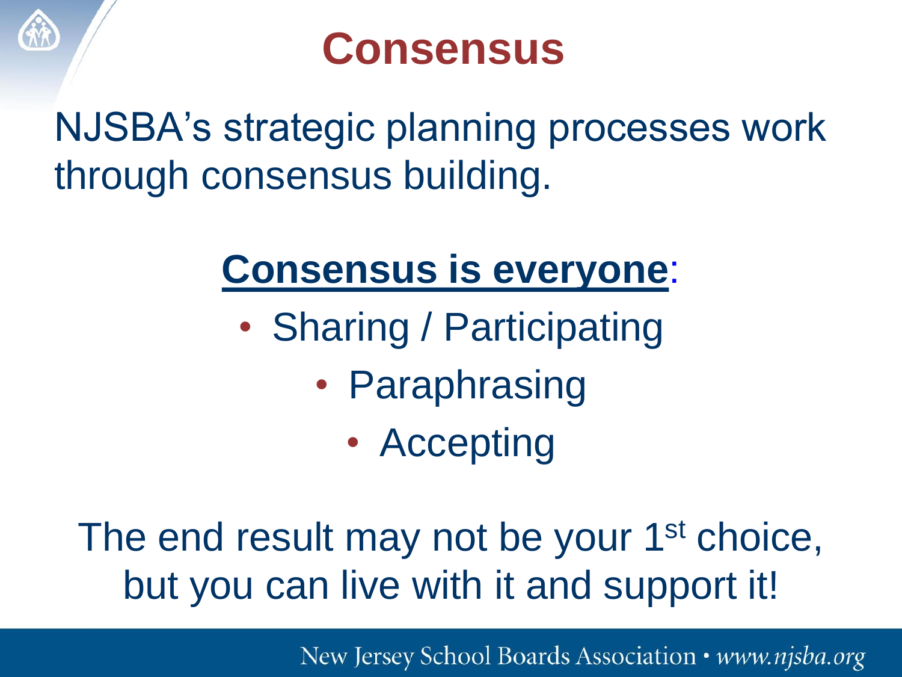# Consensus

NJSBA's strategic planning processes work through consensus building.

**Consensus is everyone**:

- Sharing / Participating
- Paraphrasing
- Accepting

The end result may not be your 1st choice, but you can live with it and support it!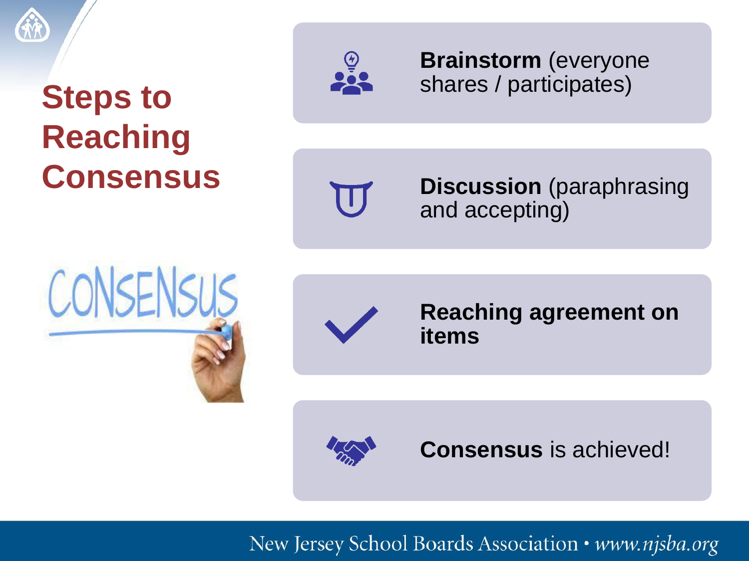# Steps to Reaching Consensus

- **Brainstorm** (everyone shares / participates)
- **Discussion** (paraphrasing and accepting)
- **Reaching agreement on items**
- **Consensus** is achieved!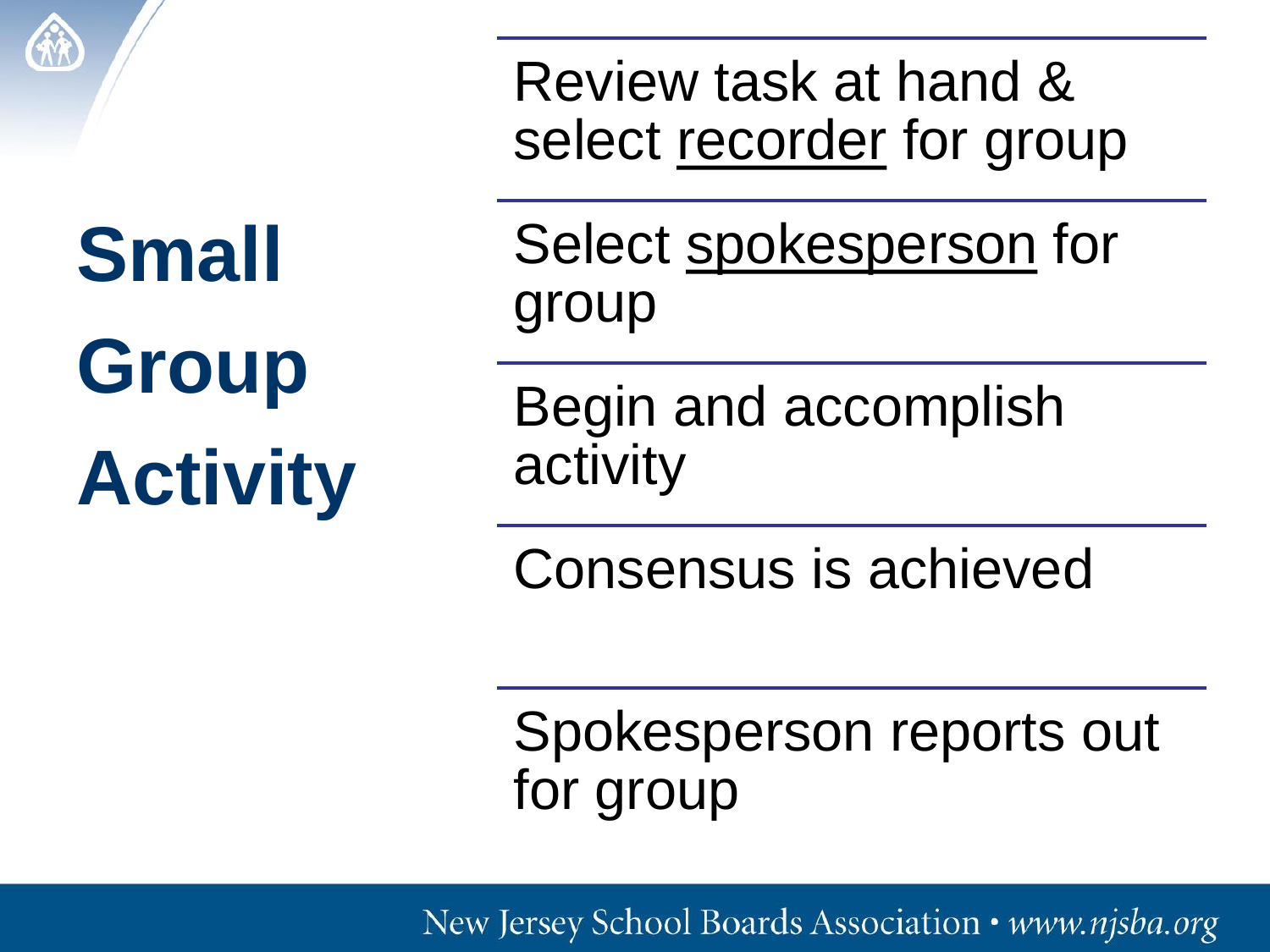# Small Group Activity

- Review task at hand & select <u>recorder</u> for group
- Select <u>spokesperson</u> for group
- Begin and accomplish activity
- Consensus is achieved
- Spokesperson reports out for group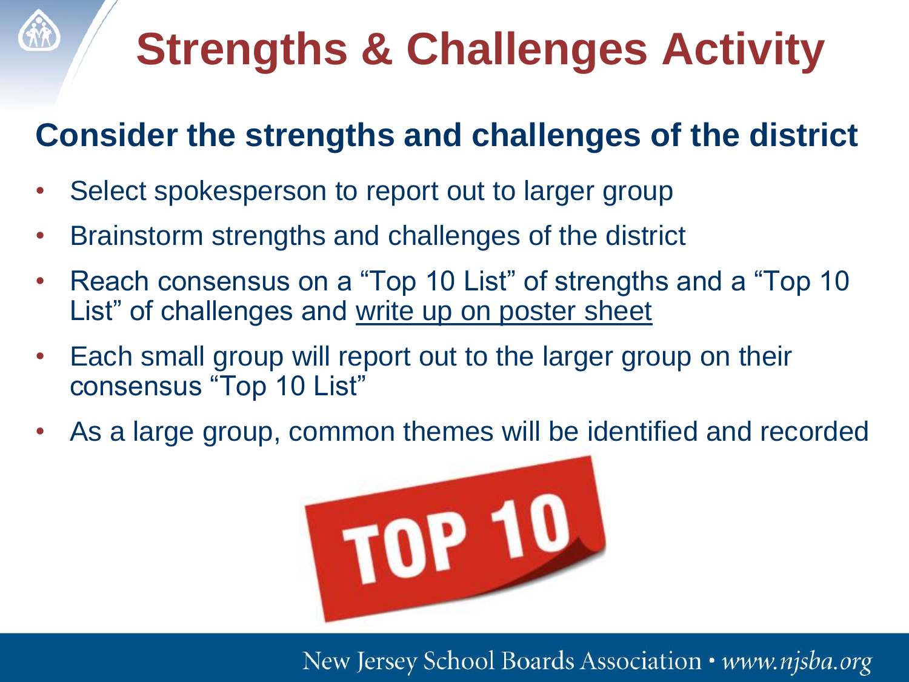# Strengths & Challenges Activity

## Consider the strengths and challenges of the district

- Select spokesperson to report out to larger group
- Brainstorm strengths and challenges of the district
- Reach consensus on a "Top 10 List" of strengths and a "Top 10 List" of challenges and <u>write up on poster sheet</u>
- Each small group will report out to the larger group on their consensus "Top 10 List"
- As a large group, common themes will be identified and recorded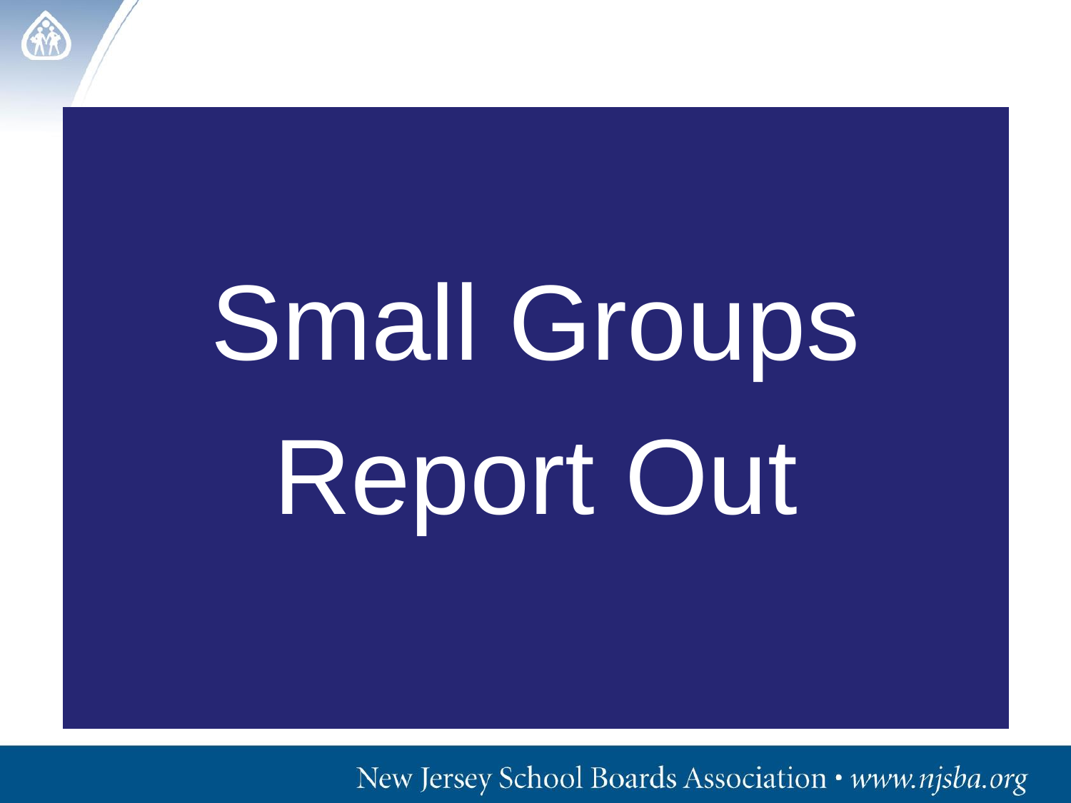# Small Groups Report Out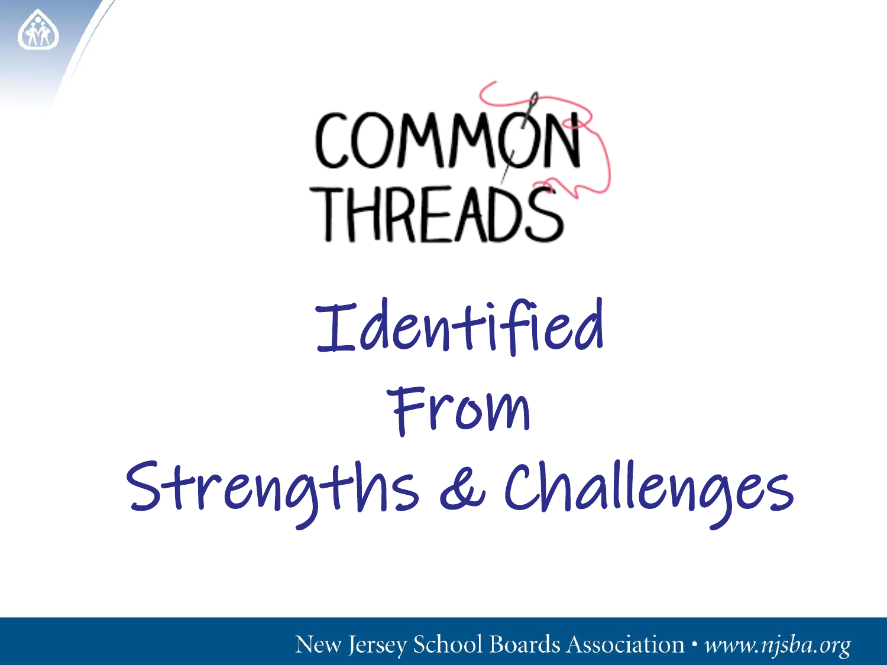# COMMON THREADS

## Identified From Strengths & Challenges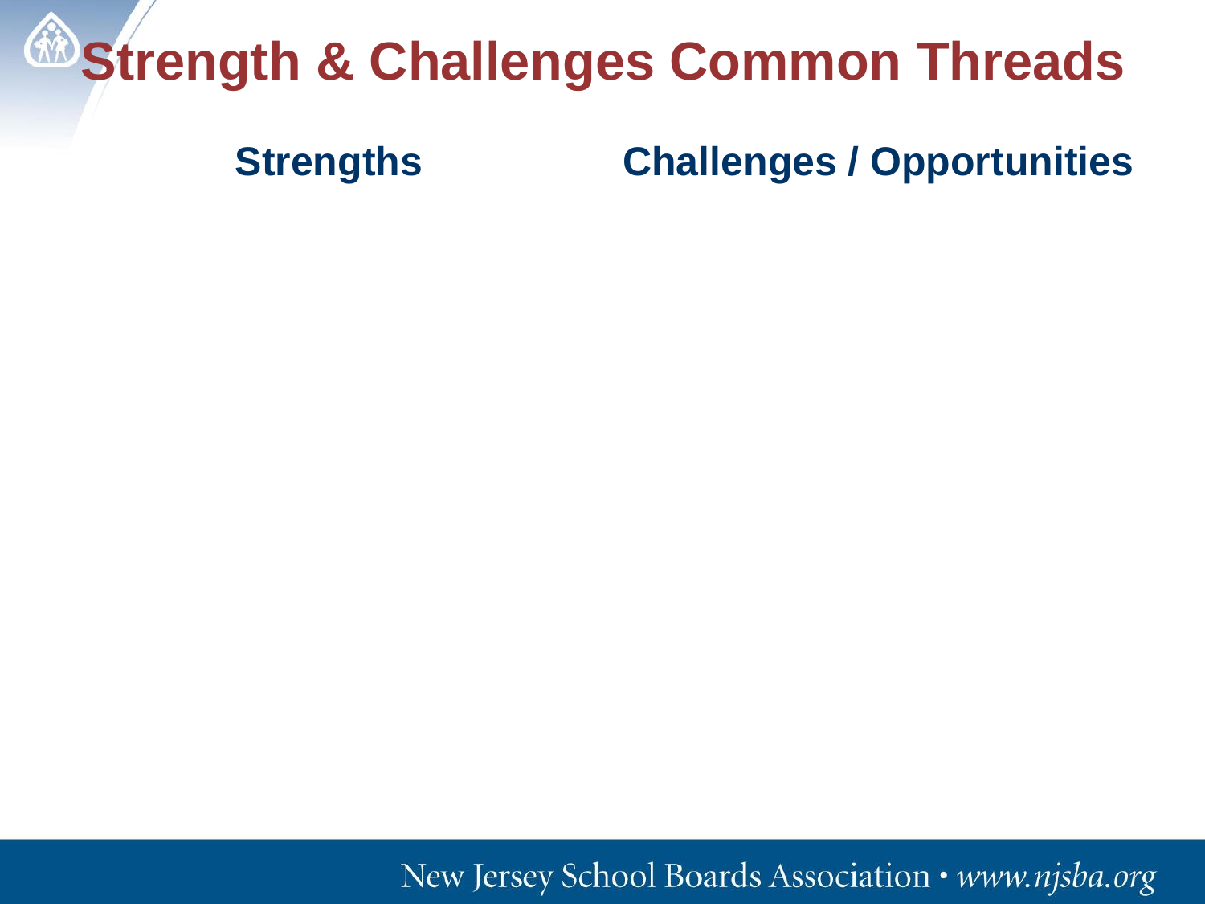# Strength & Challenges Common Threads

| Strengths | Challenges / Opportunities |
| --- | --- |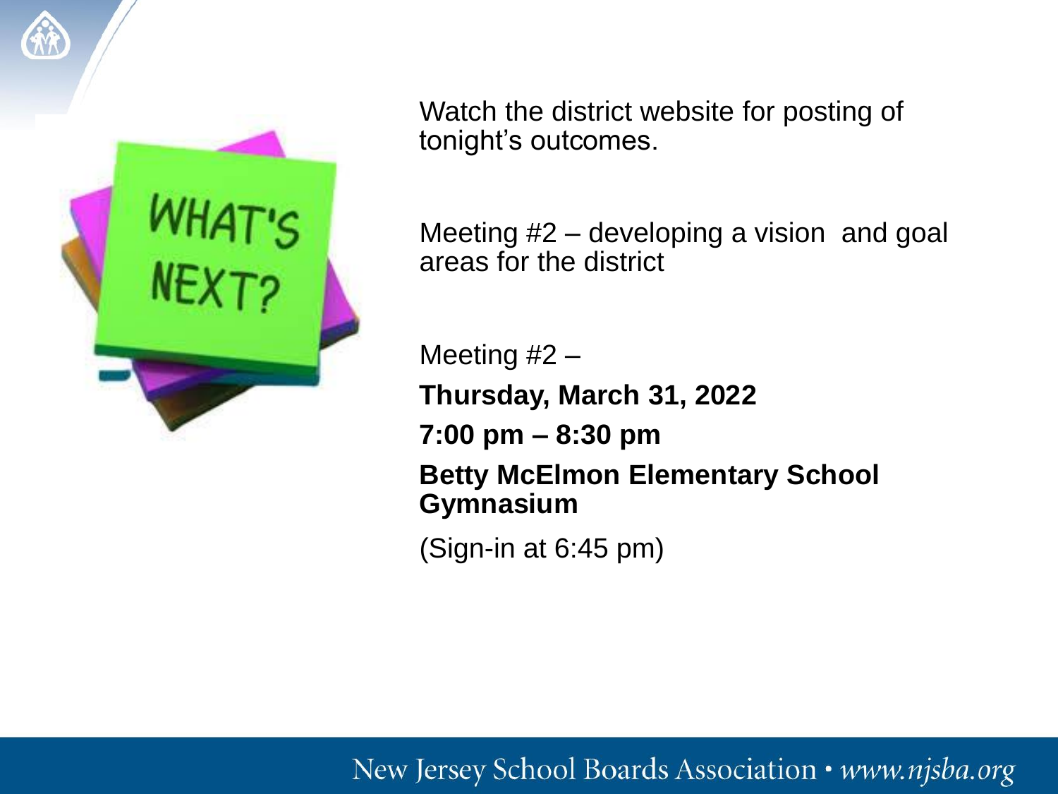# WHAT'S NEXT?

Watch the district website for posting of tonight's outcomes.

Meeting #2 – developing a vision and goal areas for the district

Meeting #2 –

**Thursday, March 31, 2022**

**7:00 pm – 8:30 pm**

**Betty McElmon Elementary School Gymnasium**

(Sign-in at 6:45 pm)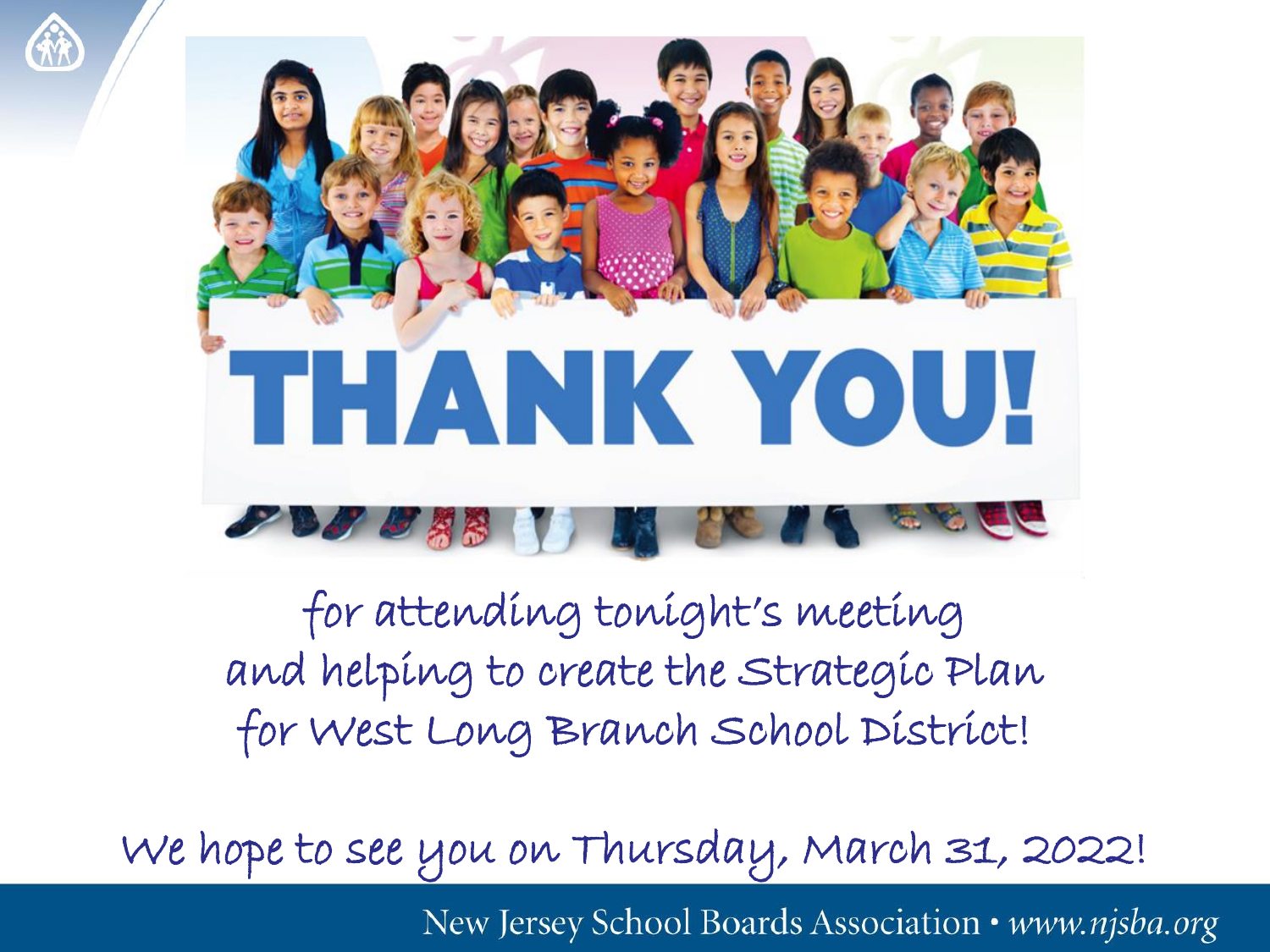# THANK YOU!

for attending tonight's meeting
and helping to create the Strategic Plan
for West Long Branch School District!

We hope to see you on Thursday, March 31, 2022!